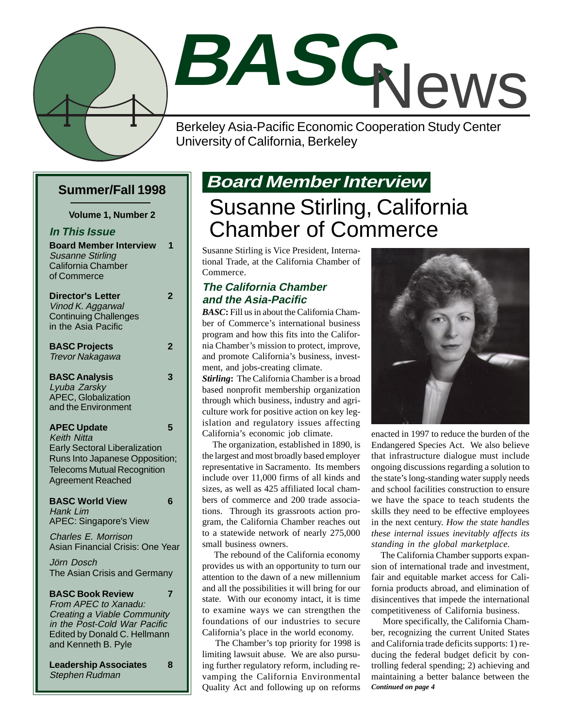# BASC News

Berkeley Asia-Pacific Economic Cooperation Study Center
University of California, Berkeley

**Summer/Fall 1998**

**Volume 1, Number 2**

### *In This Issue*

**Board Member Interview** 1
*Susanne Stirling*
California Chamber of Commerce

**Director's Letter** 2
*Vinod K. Aggarwal*
Continuing Challenges in the Asia Pacific

**BASC Projects** 2
*Trevor Nakagawa*

**BASC Analysis** 3
*Lyuba Zarsky*
APEC, Globalization and the Environment

**APEC Update** 5
*Keith Nitta*
Early Sectoral Liberalization Runs Into Japanese Opposition; Telecoms Mutual Recognition Agreement Reached

**BASC World View** 6
*Hank Lim*
APEC: Singapore's View

*Charles E. Morrison*
Asian Financial Crisis: One Year

*Jörn Dosch*
The Asian Crisis and Germany

**BASC Book Review** 7
*From APEC to Xanadu: Creating a Viable Community in the Post-Cold War Pacific*
Edited by Donald C. Hellmann and Kenneth B. Pyle

**Leadership Associates** 8
*Stephen Rudman*

## *Board Member Interview*

# Susanne Stirling, California Chamber of Commerce

Susanne Stirling is Vice President, International Trade, at the California Chamber of Commerce.

### *The California Chamber and the Asia-Pacific*

***BASC*:** Fill us in about the California Chamber of Commerce's international business program and how this fits into the California Chamber's mission to protect, improve, and promote California's business, investment, and jobs-creating climate.

***Stirling*:** The California Chamber is a broad based nonprofit membership organization through which business, industry and agriculture work for positive action on key legislation and regulatory issues affecting California's economic job climate.

The organization, established in 1890, is the largest and most broadly based employer representative in Sacramento. Its members include over 11,000 firms of all kinds and sizes, as well as 425 affiliated local chambers of commerce and 200 trade associations. Through its grassroots action program, the California Chamber reaches out to a statewide network of nearly 275,000 small business owners.

The rebound of the California economy provides us with an opportunity to turn our attention to the dawn of a new millennium and all the possibilities it will bring for our state. With our economy intact, it is time to examine ways we can strengthen the foundations of our industries to secure California's place in the world economy.

The Chamber's top priority for 1998 is limiting lawsuit abuse. We are also pursuing further regulatory reform, including revamping the California Environmental Quality Act and following up on reforms enacted in 1997 to reduce the burden of the Endangered Species Act. We also believe that infrastructure dialogue must include ongoing discussions regarding a solution to the state's long-standing water supply needs and school facilities construction to ensure we have the space to teach students the skills they need to be effective employees in the next century. *How the state handles these internal issues inevitably affects its standing in the global marketplace.*

The California Chamber supports expansion of international trade and investment, fair and equitable market access for California products abroad, and elimination of disincentives that impede the international competitiveness of California business.

More specifically, the California Chamber, recognizing the current United States and California trade deficits supports: 1) reducing the federal budget deficit by controlling federal spending; 2) achieving and maintaining a better balance between the

***Continued on page 4***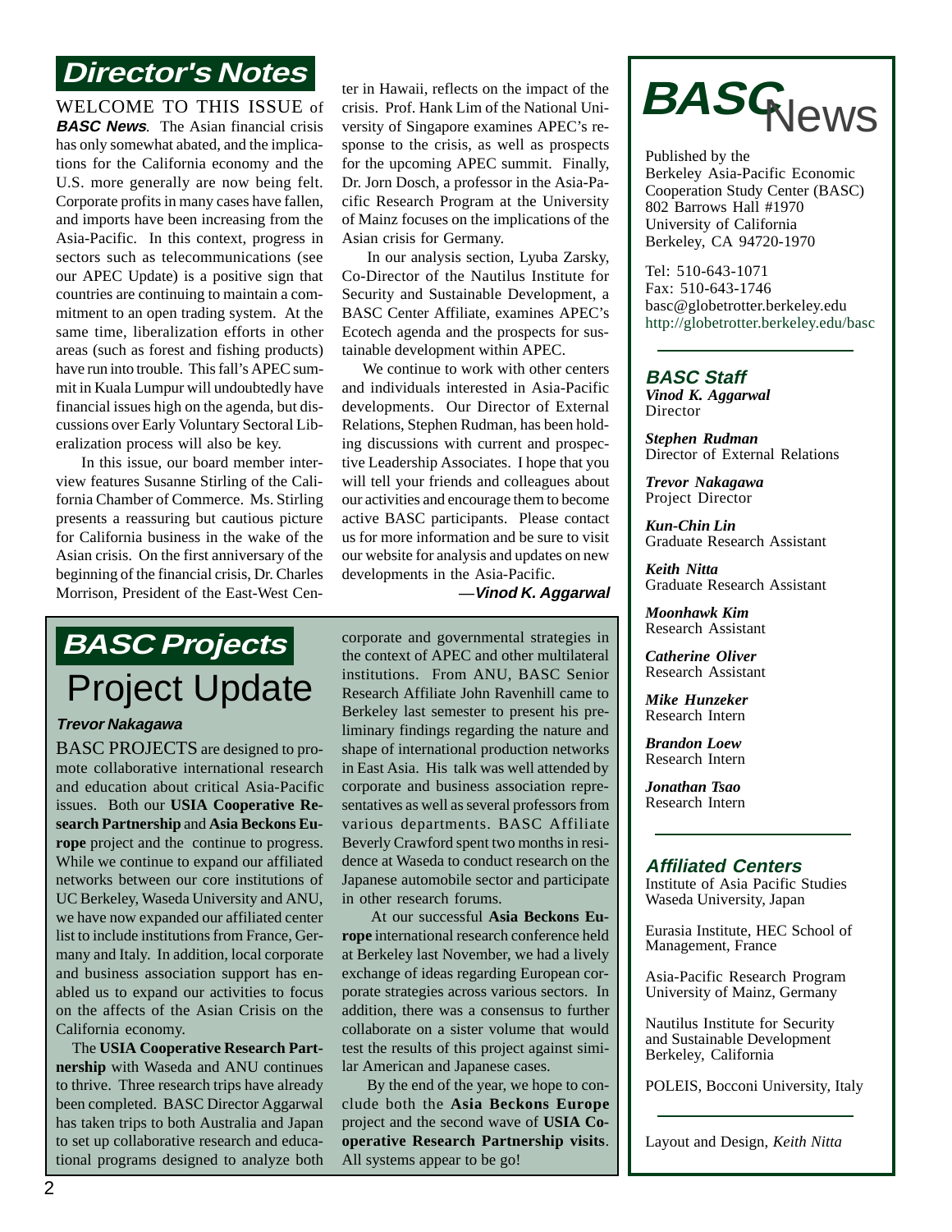## Director's Notes

WELCOME TO THIS ISSUE of ***BASC News***. The Asian financial crisis has only somewhat abated, and the implications for the California economy and the U.S. more generally are now being felt. Corporate profits in many cases have fallen, and imports have been increasing from the Asia-Pacific. In this context, progress in sectors such as telecommunications (see our APEC Update) is a positive sign that countries are continuing to maintain a commitment to an open trading system. At the same time, liberalization efforts in other areas (such as forest and fishing products) have run into trouble. This fall's APEC summit in Kuala Lumpur will undoubtedly have financial issues high on the agenda, but discussions over Early Voluntary Sectoral Liberalization process will also be key.

In this issue, our board member interview features Susanne Stirling of the California Chamber of Commerce. Ms. Stirling presents a reassuring but cautious picture for California business in the wake of the Asian crisis. On the first anniversary of the beginning of the financial crisis, Dr. Charles Morrison, President of the East-West Center in Hawaii, reflects on the impact of the crisis. Prof. Hank Lim of the National University of Singapore examines APEC's response to the crisis, as well as prospects for the upcoming APEC summit. Finally, Dr. Jorn Dosch, a professor in the Asia-Pacific Research Program at the University of Mainz focuses on the implications of the Asian crisis for Germany.

In our analysis section, Lyuba Zarsky, Co-Director of the Nautilus Institute for Security and Sustainable Development, a BASC Center Affiliate, examines APEC's Ecotech agenda and the prospects for sustainable development within APEC.

We continue to work with other centers and individuals interested in Asia-Pacific developments. Our Director of External Relations, Stephen Rudman, has been holding discussions with current and prospective Leadership Associates. I hope that you will tell your friends and colleagues about our activities and encourage them to become active BASC participants. Please contact us for more information and be sure to visit our website for analysis and updates on new developments in the Asia-Pacific.

—***Vinod K. Aggarwal***

## BASC Projects

### Project Update

***Trevor Nakagawa***

BASC PROJECTS are designed to promote collaborative international research and education about critical Asia-Pacific issues. Both our **USIA Cooperative Research Partnership** and **Asia Beckons Europe** project and the continue to progress. While we continue to expand our affiliated networks between our core institutions of UC Berkeley, Waseda University and ANU, we have now expanded our affiliated center list to include institutions from France, Germany and Italy. In addition, local corporate and business association support has enabled us to expand our activities to focus on the affects of the Asian Crisis on the California economy.

The **USIA Cooperative Research Partnership** with Waseda and ANU continues to thrive. Three research trips have already been completed. BASC Director Aggarwal has taken trips to both Australia and Japan to set up collaborative research and educational programs designed to analyze both corporate and governmental strategies in the context of APEC and other multilateral institutions. From ANU, BASC Senior Research Affiliate John Ravenhill came to Berkeley last semester to present his preliminary findings regarding the nature and shape of international production networks in East Asia. His talk was well attended by corporate and business association representatives as well as several professors from various departments. BASC Affiliate Beverly Crawford spent two months in residence at Waseda to conduct research on the Japanese automobile sector and participate in other research forums.

At our successful **Asia Beckons Europe** international research conference held at Berkeley last November, we had a lively exchange of ideas regarding European corporate strategies across various sectors. In addition, there was a consensus to further collaborate on a sister volume that would test the results of this project against similar American and Japanese cases.

By the end of the year, we hope to conclude both the **Asia Beckons Europe** project and the second wave of **USIA Cooperative Research Partnership visits**. All systems appear to be go!

---

# *BASC* News

Published by the
Berkeley Asia-Pacific Economic Cooperation Study Center (BASC)
802 Barrows Hall #1970
University of California
Berkeley, CA 94720-1970

Tel: 510-643-1071
Fax: 510-643-1746
basc@globetrotter.berkeley.edu
http://globetrotter.berkeley.edu/basc

### BASC Staff

***Vinod K. Aggarwal***
Director

***Stephen Rudman***
Director of External Relations

***Trevor Nakagawa***
Project Director

***Kun-Chin Lin***
Graduate Research Assistant

***Keith Nitta***
Graduate Research Assistant

***Moonhawk Kim***
Research Assistant

***Catherine Oliver***
Research Assistant

***Mike Hunzeker***
Research Intern

***Brandon Loew***
Research Intern

***Jonathan Tsao***
Research Intern

### Affiliated Centers

Institute of Asia Pacific Studies
Waseda University, Japan

Eurasia Institute, HEC School of Management, France

Asia-Pacific Research Program
University of Mainz, Germany

Nautilus Institute for Security and Sustainable Development
Berkeley, California

POLEIS, Bocconi University, Italy

Layout and Design, *Keith Nitta*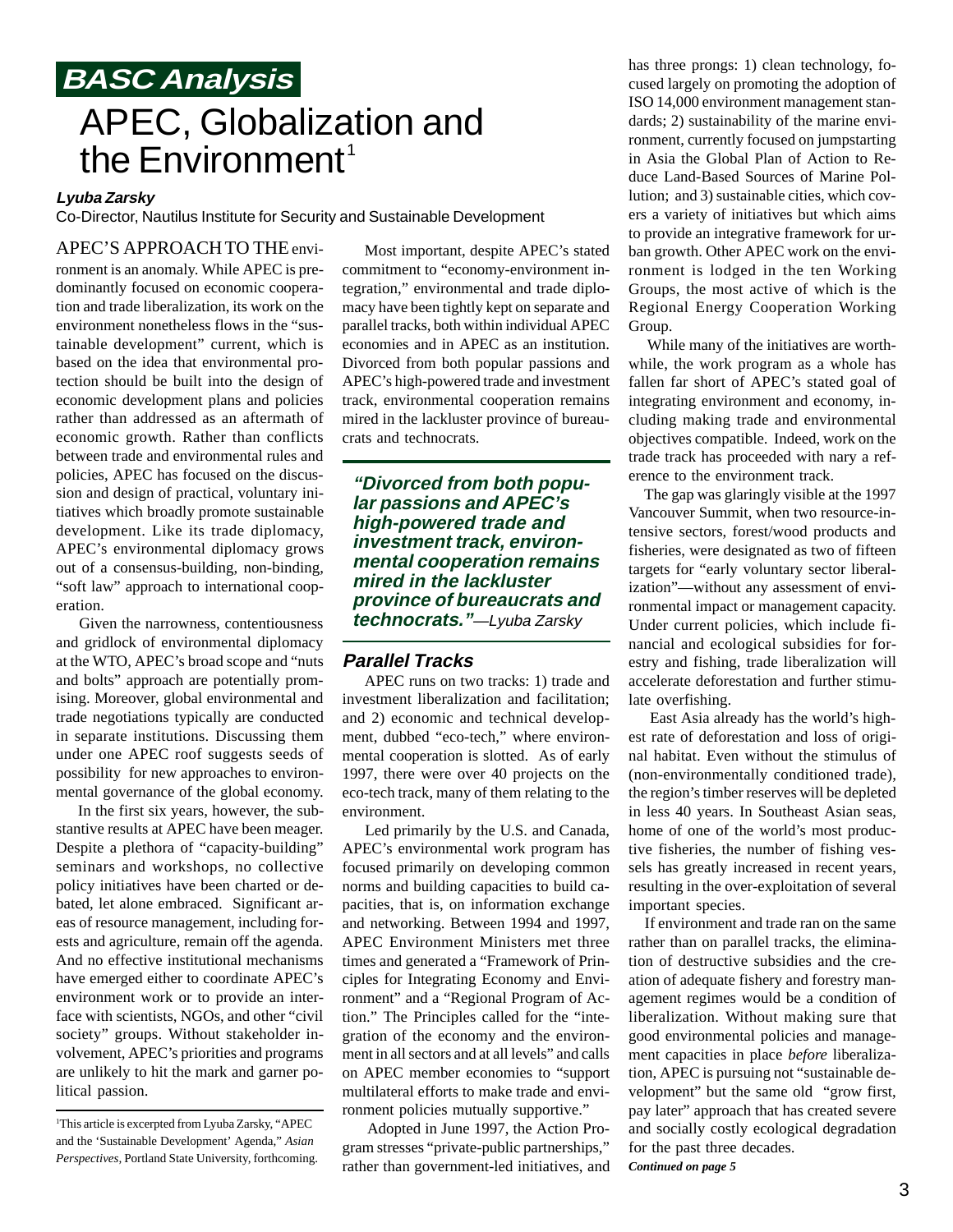**BASC Analysis**

# APEC, Globalization and the Environment[1]

***Lyuba Zarsky***

Co-Director, Nautilus Institute for Security and Sustainable Development

APEC'S APPROACH TO THE environment is an anomaly. While APEC is predominantly focused on economic cooperation and trade liberalization, its work on the environment nonetheless flows in the "sustainable development" current, which is based on the idea that environmental protection should be built into the design of economic development plans and policies rather than addressed as an aftermath of economic growth. Rather than conflicts between trade and environmental rules and policies, APEC has focused on the discussion and design of practical, voluntary initiatives which broadly promote sustainable development. Like its trade diplomacy, APEC's environmental diplomacy grows out of a consensus-building, non-binding, "soft law" approach to international cooperation.

Given the narrowness, contentiousness and gridlock of environmental diplomacy at the WTO, APEC's broad scope and "nuts and bolts" approach are potentially promising. Moreover, global environmental and trade negotiations typically are conducted in separate institutions. Discussing them under one APEC roof suggests seeds of possibility for new approaches to environmental governance of the global economy.

In the first six years, however, the substantive results at APEC have been meager. Despite a plethora of "capacity-building" seminars and workshops, no collective policy initiatives have been charted or debated, let alone embraced. Significant areas of resource management, including forests and agriculture, remain off the agenda. And no effective institutional mechanisms have emerged either to coordinate APEC's environment work or to provide an interface with scientists, NGOs, and other "civil society" groups. Without stakeholder involvement, APEC's priorities and programs are unlikely to hit the mark and garner political passion.

Most important, despite APEC's stated commitment to "economy-environment integration," environmental and trade diplomacy have been tightly kept on separate and parallel tracks, both within individual APEC economies and in APEC as an institution. Divorced from both popular passions and APEC's high-powered trade and investment track, environmental cooperation remains mired in the lackluster province of bureaucrats and technocrats.

> ***"Divorced from both popular passions and APEC's high-powered trade and investment track, environmental cooperation remains mired in the lackluster province of bureaucrats and technocrats."****—Lyuba Zarsky*

### *Parallel Tracks*

APEC runs on two tracks: 1) trade and investment liberalization and facilitation; and 2) economic and technical development, dubbed "eco-tech," where environmental cooperation is slotted. As of early 1997, there were over 40 projects on the eco-tech track, many of them relating to the environment.

Led primarily by the U.S. and Canada, APEC's environmental work program has focused primarily on developing common norms and building capacities to build capacities, that is, on information exchange and networking. Between 1994 and 1997, APEC Environment Ministers met three times and generated a "Framework of Principles for Integrating Economy and Environment" and a "Regional Program of Action." The Principles called for the "integration of the economy and the environment in all sectors and at all levels" and calls on APEC member economies to "support multilateral efforts to make trade and environment policies mutually supportive."

Adopted in June 1997, the Action Program stresses "private-public partnerships," rather than government-led initiatives, and has three prongs: 1) clean technology, focused largely on promoting the adoption of ISO 14,000 environment management standards; 2) sustainability of the marine environment, currently focused on jumpstarting in Asia the Global Plan of Action to Reduce Land-Based Sources of Marine Pollution; and 3) sustainable cities, which covers a variety of initiatives but which aims to provide an integrative framework for urban growth. Other APEC work on the environment is lodged in the ten Working Groups, the most active of which is the Regional Energy Cooperation Working Group.

While many of the initiatives are worthwhile, the work program as a whole has fallen far short of APEC's stated goal of integrating environment and economy, including making trade and environmental objectives compatible. Indeed, work on the trade track has proceeded with nary a reference to the environment track.

The gap was glaringly visible at the 1997 Vancouver Summit, when two resource-intensive sectors, forest/wood products and fisheries, were designated as two of fifteen targets for "early voluntary sector liberalization"—without any assessment of environmental impact or management capacity. Under current policies, which include financial and ecological subsidies for forestry and fishing, trade liberalization will accelerate deforestation and further stimulate overfishing.

East Asia already has the world's highest rate of deforestation and loss of original habitat. Even without the stimulus of (non-environmentally conditioned trade), the region's timber reserves will be depleted in less 40 years. In Southeast Asian seas, home of one of the world's most productive fisheries, the number of fishing vessels has greatly increased in recent years, resulting in the over-exploitation of several important species.

If environment and trade ran on the same rather than on parallel tracks, the elimination of destructive subsidies and the creation of adequate fishery and forestry management regimes would be a condition of liberalization. Without making sure that good environmental policies and management capacities in place *before* liberalization, APEC is pursuing not "sustainable development" but the same old "grow first, pay later" approach that has created severe and socially costly ecological degradation for the past three decades.

***Continued on page 5***

---

[1]This article is excerpted from Lyuba Zarsky, "APEC and the 'Sustainable Development' Agenda," *Asian Perspectives*, Portland State University, forthcoming.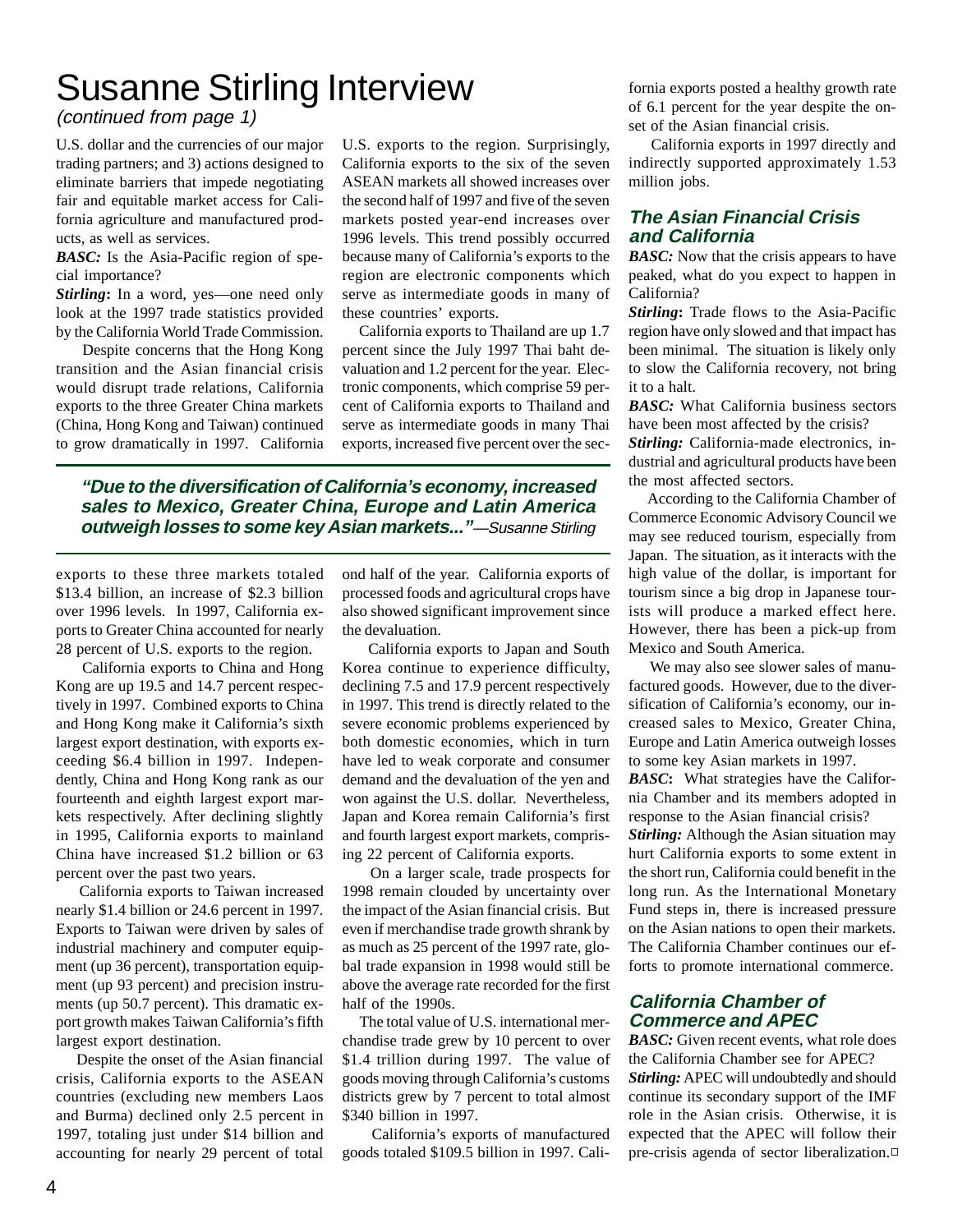# Susanne Stirling Interview

*(continued from page 1)*

U.S. dollar and the currencies of our major trading partners; and 3) actions designed to eliminate barriers that impede negotiating fair and equitable market access for California agriculture and manufactured products, as well as services.

***BASC:*** Is the Asia-Pacific region of special importance?

***Stirling*****:** In a word, yes—one need only look at the 1997 trade statistics provided by the California World Trade Commission.

Despite concerns that the Hong Kong transition and the Asian financial crisis would disrupt trade relations, California exports to the three Greater China markets (China, Hong Kong and Taiwan) continued to grow dramatically in 1997. California exports to these three markets totaled $13.4 billion, an increase of $2.3 billion over 1996 levels. In 1997, California exports to Greater China accounted for nearly 28 percent of U.S. exports to the region.

California exports to China and Hong Kong are up 19.5 and 14.7 percent respectively in 1997. Combined exports to China and Hong Kong make it California's sixth largest export destination, with exports exceeding $6.4 billion in 1997. Independently, China and Hong Kong rank as our fourteenth and eighth largest export markets respectively. After declining slightly in 1995, California exports to mainland China have increased $1.2 billion or 63 percent over the past two years.

California exports to Taiwan increased nearly $1.4 billion or 24.6 percent in 1997. Exports to Taiwan were driven by sales of industrial machinery and computer equipment (up 36 percent), transportation equipment (up 93 percent) and precision instruments (up 50.7 percent). This dramatic export growth makes Taiwan California's fifth largest export destination.

Despite the onset of the Asian financial crisis, California exports to the ASEAN countries (excluding new members Laos and Burma) declined only 2.5 percent in 1997, totaling just under $14 billion and accounting for nearly 29 percent of total U.S. exports to the region. Surprisingly, California exports to the six of the seven ASEAN markets all showed increases over the second half of 1997 and five of the seven markets posted year-end increases over 1996 levels. This trend possibly occurred because many of California's exports to the region are electronic components which serve as intermediate goods in many of these countries' exports.

California exports to Thailand are up 1.7 percent since the July 1997 Thai baht devaluation and 1.2 percent for the year. Electronic components, which comprise 59 percent of California exports to Thailand and serve as intermediate goods in many Thai exports, increased five percent over the second half of the year. California exports of processed foods and agricultural crops have also showed significant improvement since the devaluation.

> ***"Due to the diversification of California's economy, increased sales to Mexico, Greater China, Europe and Latin America outweigh losses to some key Asian markets..."****—Susanne Stirling*

California exports to Japan and South Korea continue to experience difficulty, declining 7.5 and 17.9 percent respectively in 1997. This trend is directly related to the severe economic problems experienced by both domestic economies, which in turn have led to weak corporate and consumer demand and the devaluation of the yen and won against the U.S. dollar. Nevertheless, Japan and Korea remain California's first and fourth largest export markets, comprising 22 percent of California exports.

On a larger scale, trade prospects for 1998 remain clouded by uncertainty over the impact of the Asian financial crisis. But even if merchandise trade growth shrank by as much as 25 percent of the 1997 rate, global trade expansion in 1998 would still be above the average rate recorded for the first half of the 1990s.

The total value of U.S. international merchandise trade grew by 10 percent to over $1.4 trillion during 1997. The value of goods moving through California's customs districts grew by 7 percent to total almost $340 billion in 1997.

California's exports of manufactured goods totaled $109.5 billion in 1997. California exports posted a healthy growth rate of 6.1 percent for the year despite the onset of the Asian financial crisis.

California exports in 1997 directly and indirectly supported approximately 1.53 million jobs.

## The Asian Financial Crisis and California

***BASC:*** Now that the crisis appears to have peaked, what do you expect to happen in California?

***Stirling*****:** Trade flows to the Asia-Pacific region have only slowed and that impact has been minimal. The situation is likely only to slow the California recovery, not bring it to a halt.

***BASC:*** What California business sectors have been most affected by the crisis?

***Stirling:*** California-made electronics, industrial and agricultural products have been the most affected sectors.

According to the California Chamber of Commerce Economic Advisory Council we may see reduced tourism, especially from Japan. The situation, as it interacts with the high value of the dollar, is important for tourism since a big drop in Japanese tourists will produce a marked effect here. However, there has been a pick-up from Mexico and South America.

We may also see slower sales of manufactured goods. However, due to the diversification of California's economy, our increased sales to Mexico, Greater China, Europe and Latin America outweigh losses to some key Asian markets in 1997.

***BASC*****:** What strategies have the California Chamber and its members adopted in response to the Asian financial crisis?

***Stirling:*** Although the Asian situation may hurt California exports to some extent in the short run, California could benefit in the long run. As the International Monetary Fund steps in, there is increased pressure on the Asian nations to open their markets. The California Chamber continues our efforts to promote international commerce.

## California Chamber of Commerce and APEC

***BASC:*** Given recent events, what role does the California Chamber see for APEC?

***Stirling:*** APEC will undoubtedly and should continue its secondary support of the IMF role in the Asian crisis. Otherwise, it is expected that the APEC will follow their pre-crisis agenda of sector liberalization.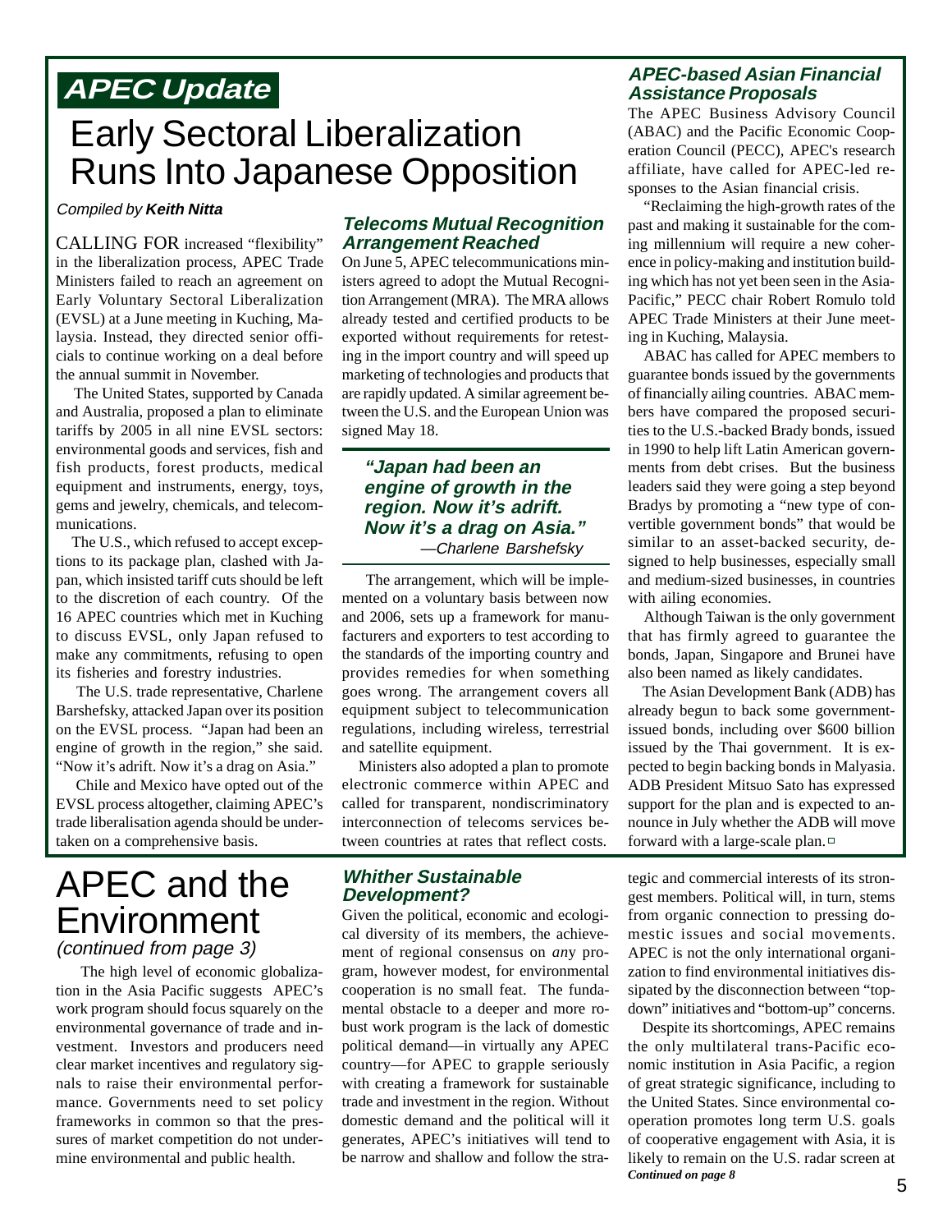## APEC Update

# Early Sectoral Liberalization Runs Into Japanese Opposition

*Compiled by* ***Keith Nitta***

CALLING FOR increased "flexibility" in the liberalization process, APEC Trade Ministers failed to reach an agreement on Early Voluntary Sectoral Liberalization (EVSL) at a June meeting in Kuching, Malaysia. Instead, they directed senior officials to continue working on a deal before the annual summit in November.

The United States, supported by Canada and Australia, proposed a plan to eliminate tariffs by 2005 in all nine EVSL sectors: environmental goods and services, fish and fish products, forest products, medical equipment and instruments, energy, toys, gems and jewelry, chemicals, and telecommunications.

The U.S., which refused to accept exceptions to its package plan, clashed with Japan, which insisted tariff cuts should be left to the discretion of each country. Of the 16 APEC countries which met in Kuching to discuss EVSL, only Japan refused to make any commitments, refusing to open its fisheries and forestry industries.

The U.S. trade representative, Charlene Barshefsky, attacked Japan over its position on the EVSL process. "Japan had been an engine of growth in the region," she said. "Now it's adrift. Now it's a drag on Asia."

Chile and Mexico have opted out of the EVSL process altogether, claiming APEC's trade liberalisation agenda should be undertaken on a comprehensive basis.

### Telecoms Mutual Recognition Arrangement Reached

On June 5, APEC telecommunications ministers agreed to adopt the Mutual Recognition Arrangement (MRA). The MRA allows already tested and certified products to be exported without requirements for retesting in the import country and will speed up marketing of technologies and products that are rapidly updated. A similar agreement between the U.S. and the European Union was signed May 18.

> ***"Japan had been an engine of growth in the region. Now it's adrift. Now it's a drag on Asia."***
> *—Charlene Barshefsky*

The arrangement, which will be implemented on a voluntary basis between now and 2006, sets up a framework for manufacturers and exporters to test according to the standards of the importing country and provides remedies for when something goes wrong. The arrangement covers all equipment subject to telecommunication regulations, including wireless, terrestrial and satellite equipment.

Ministers also adopted a plan to promote electronic commerce within APEC and called for transparent, nondiscriminatory interconnection of telecoms services between countries at rates that reflect costs.

### APEC-based Asian Financial Assistance Proposals

The APEC Business Advisory Council (ABAC) and the Pacific Economic Cooperation Council (PECC), APEC's research affiliate, have called for APEC-led responses to the Asian financial crisis.

"Reclaiming the high-growth rates of the past and making it sustainable for the coming millennium will require a new coherence in policy-making and institution building which has not yet been seen in the Asia-Pacific," PECC chair Robert Romulo told APEC Trade Ministers at their June meeting in Kuching, Malaysia.

ABAC has called for APEC members to guarantee bonds issued by the governments of financially ailing countries. ABAC members have compared the proposed securities to the U.S.-backed Brady bonds, issued in 1990 to help lift Latin American governments from debt crises. But the business leaders said they were going a step beyond Bradys by promoting a "new type of convertible government bonds" that would be similar to an asset-backed security, designed to help businesses, especially small and medium-sized businesses, in countries with ailing economies.

Although Taiwan is the only government that has firmly agreed to guarantee the bonds, Japan, Singapore and Brunei have also been named as likely candidates.

The Asian Development Bank (ADB) has already begun to back some government-issued bonds, including over $600 billion issued by the Thai government. It is expected to begin backing bonds in Malyasia. ADB President Mitsuo Sato has expressed support for the plan and is expected to announce in July whether the ADB will move forward with a large-scale plan. □

# APEC and the Environment

*(continued from page 3)*

The high level of economic globalization in the Asia Pacific suggests APEC's work program should focus squarely on the environmental governance of trade and investment. Investors and producers need clear market incentives and regulatory signals to raise their environmental performance. Governments need to set policy frameworks in common so that the pressures of market competition do not undermine environmental and public health.

### Whither Sustainable Development?

Given the political, economic and ecological diversity of its members, the achievement of regional consensus on *any* program, however modest, for environmental cooperation is no small feat. The fundamental obstacle to a deeper and more robust work program is the lack of domestic political demand—in virtually any APEC country—for APEC to grapple seriously with creating a framework for sustainable trade and investment in the region. Without domestic demand and the political will it generates, APEC's initiatives will tend to be narrow and shallow and follow the strategic and commercial interests of its strongest members. Political will, in turn, stems from organic connection to pressing domestic issues and social movements. APEC is not the only international organization to find environmental initiatives dissipated by the disconnection between "top-down" initiatives and "bottom-up" concerns.

Despite its shortcomings, APEC remains the only multilateral trans-Pacific economic institution in Asia Pacific, a region of great strategic significance, including to the United States. Since environmental cooperation promotes long term U.S. goals of cooperative engagement with Asia, it is likely to remain on the U.S. radar screen at

***Continued on page 8***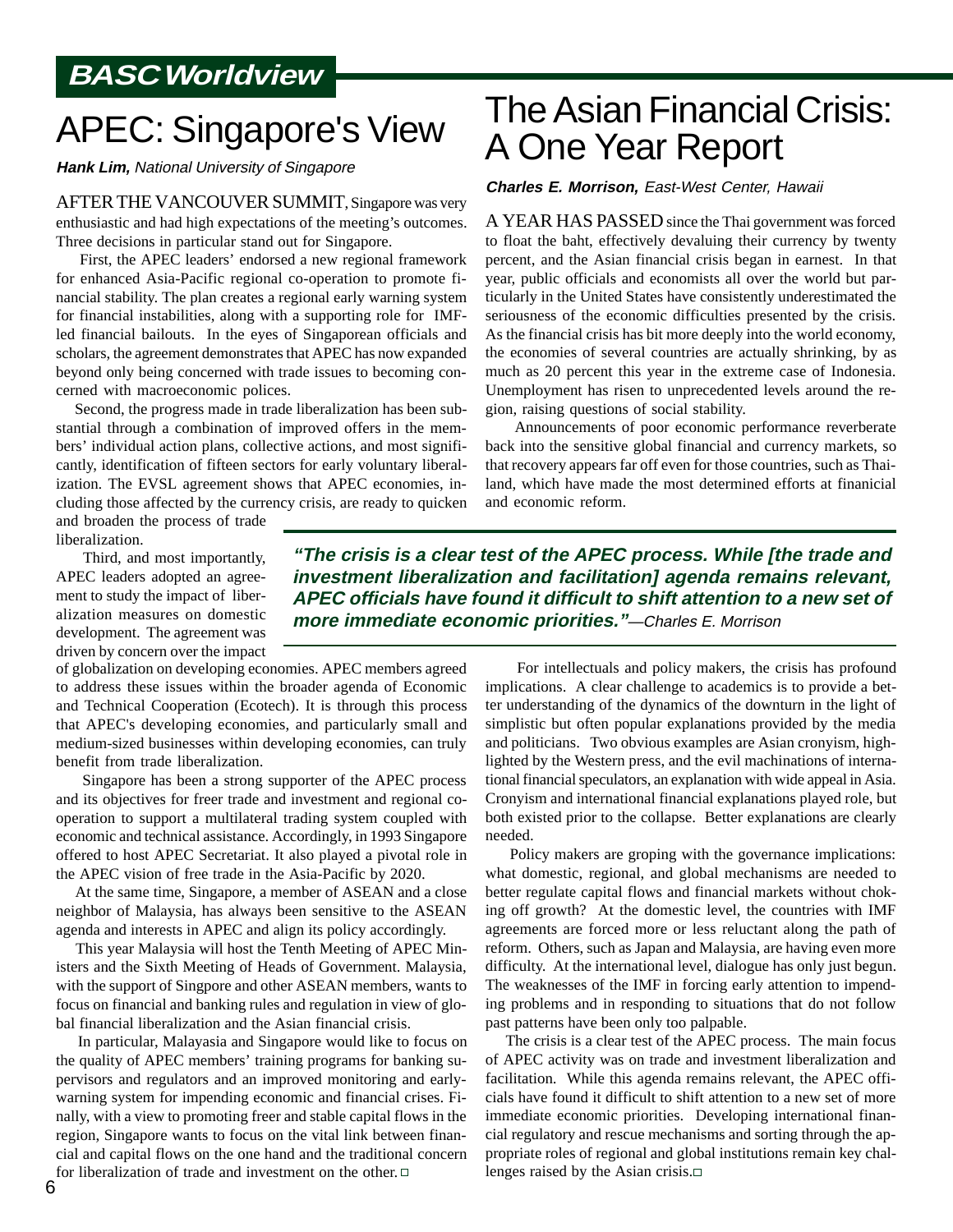**BASC Worldview**

# APEC: Singapore's View

***Hank Lim,*** *National University of Singapore*

AFTER THE VANCOUVER SUMMIT, Singapore was very enthusiastic and had high expectations of the meeting's outcomes. Three decisions in particular stand out for Singapore.

First, the APEC leaders' endorsed a new regional framework for enhanced Asia-Pacific regional co-operation to promote financial stability. The plan creates a regional early warning system for financial instabilities, along with a supporting role for IMF-led financial bailouts. In the eyes of Singaporean officials and scholars, the agreement demonstrates that APEC has now expanded beyond only being concerned with trade issues to becoming concerned with macroeconomic polices.

Second, the progress made in trade liberalization has been substantial through a combination of improved offers in the members' individual action plans, collective actions, and most significantly, identification of fifteen sectors for early voluntary liberalization. The EVSL agreement shows that APEC economies, including those affected by the currency crisis, are ready to quicken and broaden the process of trade liberalization.

Third, and most importantly, APEC leaders adopted an agreement to study the impact of liberalization measures on domestic development. The agreement was driven by concern over the impact of globalization on developing economies. APEC members agreed to address these issues within the broader agenda of Economic and Technical Cooperation (Ecotech). It is through this process that APEC's developing economies, and particularly small and medium-sized businesses within developing economies, can truly benefit from trade liberalization.

Singapore has been a strong supporter of the APEC process and its objectives for freer trade and investment and regional cooperation to support a multilateral trading system coupled with economic and technical assistance. Accordingly, in 1993 Singapore offered to host APEC Secretariat. It also played a pivotal role in the APEC vision of free trade in the Asia-Pacific by 2020.

At the same time, Singapore, a member of ASEAN and a close neighbor of Malaysia, has always been sensitive to the ASEAN agenda and interests in APEC and align its policy accordingly.

This year Malaysia will host the Tenth Meeting of APEC Ministers and the Sixth Meeting of Heads of Government. Malaysia, with the support of Singpore and other ASEAN members, wants to focus on financial and banking rules and regulation in view of global financial liberalization and the Asian financial crisis.

In particular, Malayasia and Singapore would like to focus on the quality of APEC members' training programs for banking supervisors and regulators and an improved monitoring and early-warning system for impending economic and financial crises. Finally, with a view to promoting freer and stable capital flows in the region, Singapore wants to focus on the vital link between financial and capital flows on the one hand and the traditional concern for liberalization of trade and investment on the other. □

# The Asian Financial Crisis: A One Year Report

***Charles E. Morrison,*** *East-West Center, Hawaii*

A YEAR HAS PASSED since the Thai government was forced to float the baht, effectively devaluing their currency by twenty percent, and the Asian financial crisis began in earnest. In that year, public officials and economists all over the world but particularly in the United States have consistently underestimated the seriousness of the economic difficulties presented by the crisis. As the financial crisis has bit more deeply into the world economy, the economies of several countries are actually shrinking, by as much as 20 percent this year in the extreme case of Indonesia. Unemployment has risen to unprecedented levels around the region, raising questions of social stability.

Announcements of poor economic performance reverberate back into the sensitive global financial and currency markets, so that recovery appears far off even for those countries, such as Thailand, which have made the most determined efforts at finanicial and economic reform.

> ***"The crisis is a clear test of the APEC process. While [the trade and investment liberalization and facilitation] agenda remains relevant, APEC officials have found it difficult to shift attention to a new set of more immediate economic priorities."****—Charles E. Morrison*

For intellectuals and policy makers, the crisis has profound implications. A clear challenge to academics is to provide a better understanding of the dynamics of the downturn in the light of simplistic but often popular explanations provided by the media and politicians. Two obvious examples are Asian cronyism, highlighted by the Western press, and the evil machinations of international financial speculators, an explanation with wide appeal in Asia. Cronyism and international financial explanations played role, but both existed prior to the collapse. Better explanations are clearly needed.

Policy makers are groping with the governance implications: what domestic, regional, and global mechanisms are needed to better regulate capital flows and financial markets without choking off growth? At the domestic level, the countries with IMF agreements are forced more or less reluctant along the path of reform. Others, such as Japan and Malaysia, are having even more difficulty. At the international level, dialogue has only just begun. The weaknesses of the IMF in forcing early attention to impending problems and in responding to situations that do not follow past patterns have been only too palpable.

The crisis is a clear test of the APEC process. The main focus of APEC activity was on trade and investment liberalization and facilitation. While this agenda remains relevant, the APEC officials have found it difficult to shift attention to a new set of more immediate economic priorities. Developing international financial regulatory and rescue mechanisms and sorting through the appropriate roles of regional and global institutions remain key challenges raised by the Asian crisis. □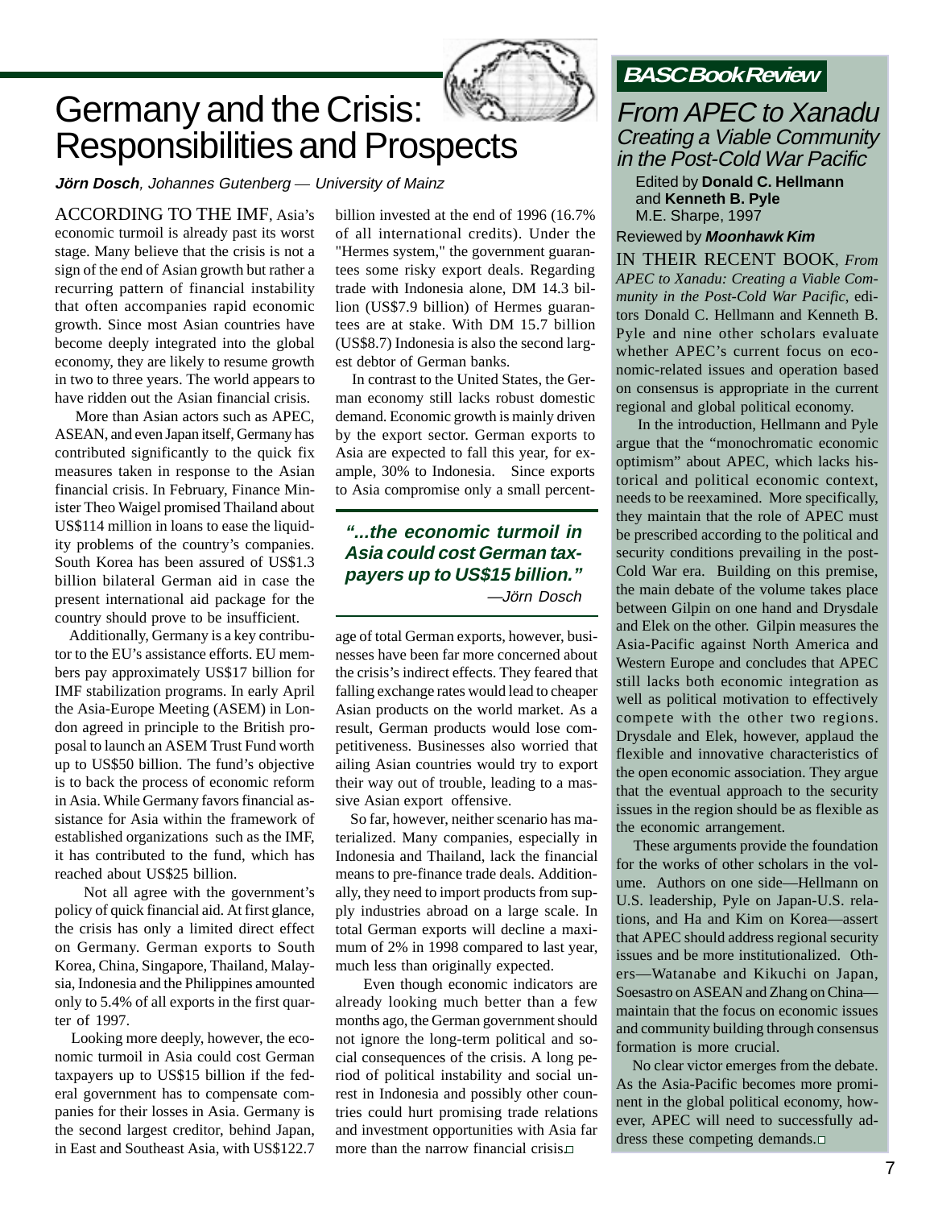# Germany and the Crisis: Responsibilities and Prospects

***Jörn Dosch**, Johannes Gutenberg — University of Mainz*

ACCORDING TO THE IMF, Asia's economic turmoil is already past its worst stage. Many believe that the crisis is not a sign of the end of Asian growth but rather a recurring pattern of financial instability that often accompanies rapid economic growth. Since most Asian countries have become deeply integrated into the global economy, they are likely to resume growth in two to three years. The world appears to have ridden out the Asian financial crisis.

More than Asian actors such as APEC, ASEAN, and even Japan itself, Germany has contributed significantly to the quick fix measures taken in response to the Asian financial crisis. In February, Finance Minister Theo Waigel promised Thailand about US$114 million in loans to ease the liquidity problems of the country's companies. South Korea has been assured of US$1.3 billion bilateral German aid in case the present international aid package for the country should prove to be insufficient.

Additionally, Germany is a key contributor to the EU's assistance efforts. EU members pay approximately US$17 billion for IMF stabilization programs. In early April the Asia-Europe Meeting (ASEM) in London agreed in principle to the British proposal to launch an ASEM Trust Fund worth up to US$50 billion. The fund's objective is to back the process of economic reform in Asia. While Germany favors financial assistance for Asia within the framework of established organizations such as the IMF, it has contributed to the fund, which has reached about US$25 billion.

Not all agree with the government's policy of quick financial aid. At first glance, the crisis has only a limited direct effect on Germany. German exports to South Korea, China, Singapore, Thailand, Malaysia, Indonesia and the Philippines amounted only to 5.4% of all exports in the first quarter of 1997.

Looking more deeply, however, the economic turmoil in Asia could cost German taxpayers up to US$15 billion if the federal government has to compensate companies for their losses in Asia. Germany is the second largest creditor, behind Japan, in East and Southeast Asia, with US$122.7 billion invested at the end of 1996 (16.7% of all international credits). Under the "Hermes system," the government guarantees some risky export deals. Regarding trade with Indonesia alone, DM 14.3 billion (US$7.9 billion) of Hermes guarantees are at stake. With DM 15.7 billion (US$8.7) Indonesia is also the second largest debtor of German banks.

In contrast to the United States, the German economy still lacks robust domestic demand. Economic growth is mainly driven by the export sector. German exports to Asia are expected to fall this year, for example, 30% to Indonesia. Since exports to Asia compromise only a small percentage of total German exports, however, businesses have been far more concerned about the crisis's indirect effects. They feared that falling exchange rates would lead to cheaper Asian products on the world market. As a result, German products would lose competitiveness. Businesses also worried that ailing Asian countries would try to export their way out of trouble, leading to a massive Asian export offensive.

> ***"...the economic turmoil in Asia could cost German taxpayers up to US$15 billion."***
>
> *—Jörn Dosch*

So far, however, neither scenario has materialized. Many companies, especially in Indonesia and Thailand, lack the financial means to pre-finance trade deals. Additionally, they need to import products from supply industries abroad on a large scale. In total German exports will decline a maximum of 2% in 1998 compared to last year, much less than originally expected.

Even though economic indicators are already looking much better than a few months ago, the German government should not ignore the long-term political and social consequences of the crisis. A long period of political instability and social unrest in Indonesia and possibly other countries could hurt promising trade relations and investment opportunities with Asia far more than the narrow financial crisis.

## *BASC Book Review*

### *From APEC to Xanadu*
#### *Creating a Viable Community in the Post-Cold War Pacific*

Edited by **Donald C. Hellmann** and **Kenneth B. Pyle**
M.E. Sharpe, 1997

Reviewed by ***Moonhawk Kim***

IN THEIR RECENT BOOK, *From APEC to Xanadu: Creating a Viable Community in the Post-Cold War Pacific*, editors Donald C. Hellmann and Kenneth B. Pyle and nine other scholars evaluate whether APEC's current focus on economic-related issues and operation based on consensus is appropriate in the current regional and global political economy.

In the introduction, Hellmann and Pyle argue that the "monochromatic economic optimism" about APEC, which lacks historical and political economic context, needs to be reexamined. More specifically, they maintain that the role of APEC must be prescribed according to the political and security conditions prevailing in the post-Cold War era. Building on this premise, the main debate of the volume takes place between Gilpin on one hand and Drysdale and Elek on the other. Gilpin measures the Asia-Pacific against North America and Western Europe and concludes that APEC still lacks both economic integration as well as political motivation to effectively compete with the other two regions. Drysdale and Elek, however, applaud the flexible and innovative characteristics of the open economic association. They argue that the eventual approach to the security issues in the region should be as flexible as the economic arrangement.

These arguments provide the foundation for the works of other scholars in the volume. Authors on one side—Hellmann on U.S. leadership, Pyle on Japan-U.S. relations, and Ha and Kim on Korea—assert that APEC should address regional security issues and be more institutionalized. Others—Watanabe and Kikuchi on Japan, Soesastro on ASEAN and Zhang on China—maintain that the focus on economic issues and community building through consensus formation is more crucial.

No clear victor emerges from the debate. As the Asia-Pacific becomes more prominent in the global political economy, however, APEC will need to successfully address these competing demands.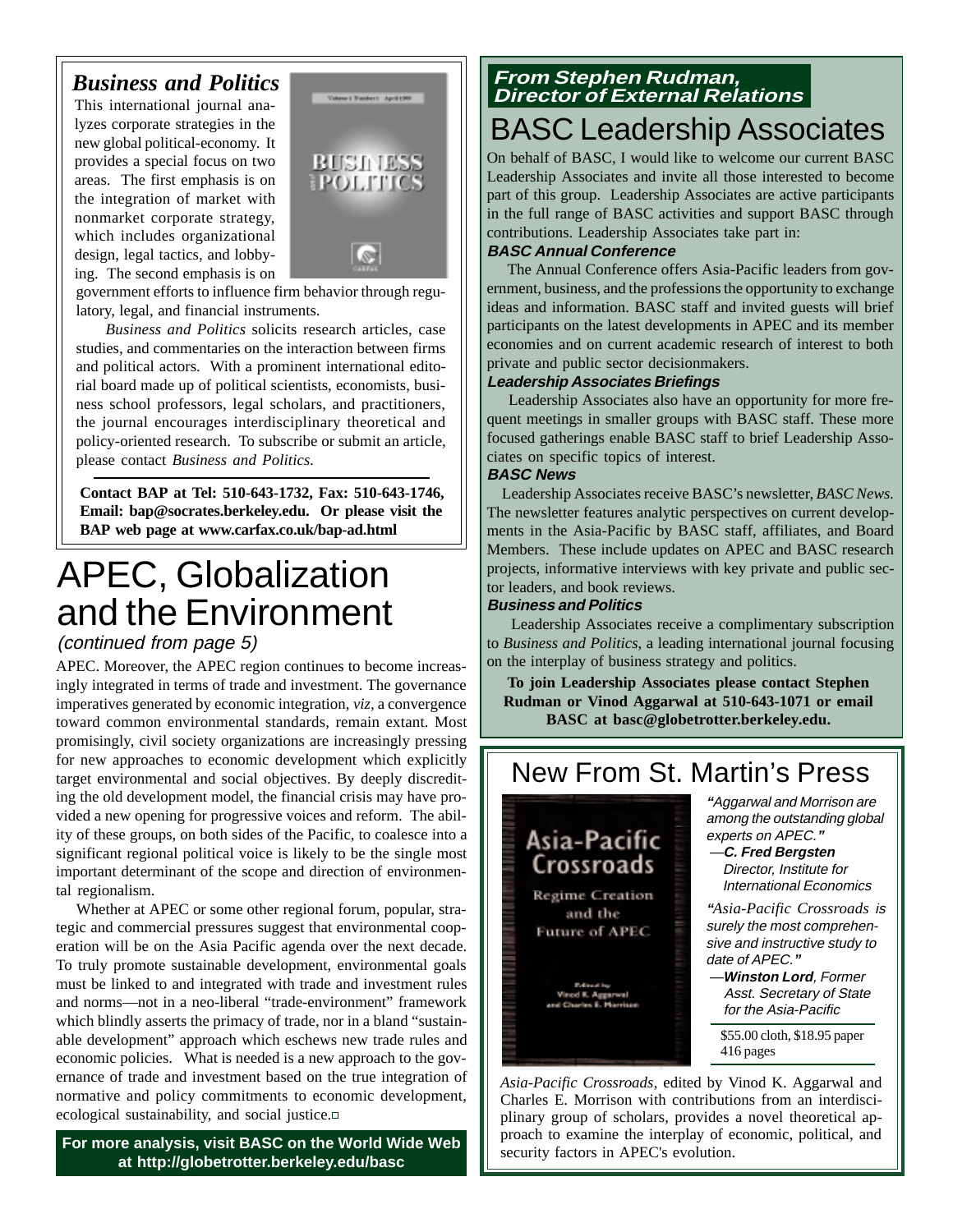## *Business and Politics*

This international journal analyzes corporate strategies in the new global political-economy. It provides a special focus on two areas. The first emphasis is on the integration of market with nonmarket corporate strategy, which includes organizational design, legal tactics, and lobbying. The second emphasis is on government efforts to influence firm behavior through regulatory, legal, and financial instruments.

*Business and Politics* solicits research articles, case studies, and commentaries on the interaction between firms and political actors. With a prominent international editorial board made up of political scientists, economists, business school professors, legal scholars, and practitioners, the journal encourages interdisciplinary theoretical and policy-oriented research. To subscribe or submit an article, please contact *Business and Politics.*

**Contact BAP at Tel: 510-643-1732, Fax: 510-643-1746, Email: bap@socrates.berkeley.edu. Or please visit the BAP web page at www.carfax.co.uk/bap-ad.html**

# APEC, Globalization and the Environment

*(continued from page 5)*

APEC. Moreover, the APEC region continues to become increasingly integrated in terms of trade and investment. The governance imperatives generated by economic integration, *viz*, a convergence toward common environmental standards, remain extant. Most promisingly, civil society organizations are increasingly pressing for new approaches to economic development which explicitly target environmental and social objectives. By deeply discrediting the old development model, the financial crisis may have provided a new opening for progressive voices and reform. The ability of these groups, on both sides of the Pacific, to coalesce into a significant regional political voice is likely to be the single most important determinant of the scope and direction of environmental regionalism.

Whether at APEC or some other regional forum, popular, strategic and commercial pressures suggest that environmental cooperation will be on the Asia Pacific agenda over the next decade. To truly promote sustainable development, environmental goals must be linked to and integrated with trade and investment rules and norms—not in a neo-liberal "trade-environment" framework which blindly asserts the primacy of trade, nor in a bland "sustainable development" approach which eschews new trade rules and economic policies. What is needed is a new approach to the governance of trade and investment based on the true integration of normative and policy commitments to economic development, ecological sustainability, and social justice.□

**For more analysis, visit BASC on the World Wide Web at http://globetrotter.berkeley.edu/basc**

***From Stephen Rudman, Director of External Relations***

# BASC Leadership Associates

On behalf of BASC, I would like to welcome our current BASC Leadership Associates and invite all those interested to become part of this group. Leadership Associates are active participants in the full range of BASC activities and support BASC through contributions. Leadership Associates take part in:

***BASC Annual Conference***

The Annual Conference offers Asia-Pacific leaders from government, business, and the professions the opportunity to exchange ideas and information. BASC staff and invited guests will brief participants on the latest developments in APEC and its member economies and on current academic research of interest to both private and public sector decisionmakers.

***Leadership Associates Briefings***

Leadership Associates also have an opportunity for more frequent meetings in smaller groups with BASC staff. These more focused gatherings enable BASC staff to brief Leadership Associates on specific topics of interest.

***BASC News***

Leadership Associates receive BASC's newsletter, *BASC News.* The newsletter features analytic perspectives on current developments in the Asia-Pacific by BASC staff, affiliates, and Board Members. These include updates on APEC and BASC research projects, informative interviews with key private and public sector leaders, and book reviews.

***Business and Politics***

Leadership Associates receive a complimentary subscription to *Business and Politics*, a leading international journal focusing on the interplay of business strategy and politics.

**To join Leadership Associates please contact Stephen Rudman or Vinod Aggarwal at 510-643-1071 or email BASC at basc@globetrotter.berkeley.edu.**

# New From St. Martin's Press

*"Aggarwal and Morrison are among the outstanding global experts on APEC."*
—***C. Fred Bergsten***
*Director, Institute for International Economics*

*"Asia-Pacific Crossroads is surely the most comprehensive and instructive study to date of APEC."*
—***Winston Lord****, Former Asst. Secretary of State for the Asia-Pacific*

$55.00 cloth, $18.95 paper
416 pages

*Asia-Pacific Crossroads*, edited by Vinod K. Aggarwal and Charles E. Morrison with contributions from an interdisciplinary group of scholars, provides a novel theoretical approach to examine the interplay of economic, political, and security factors in APEC's evolution.